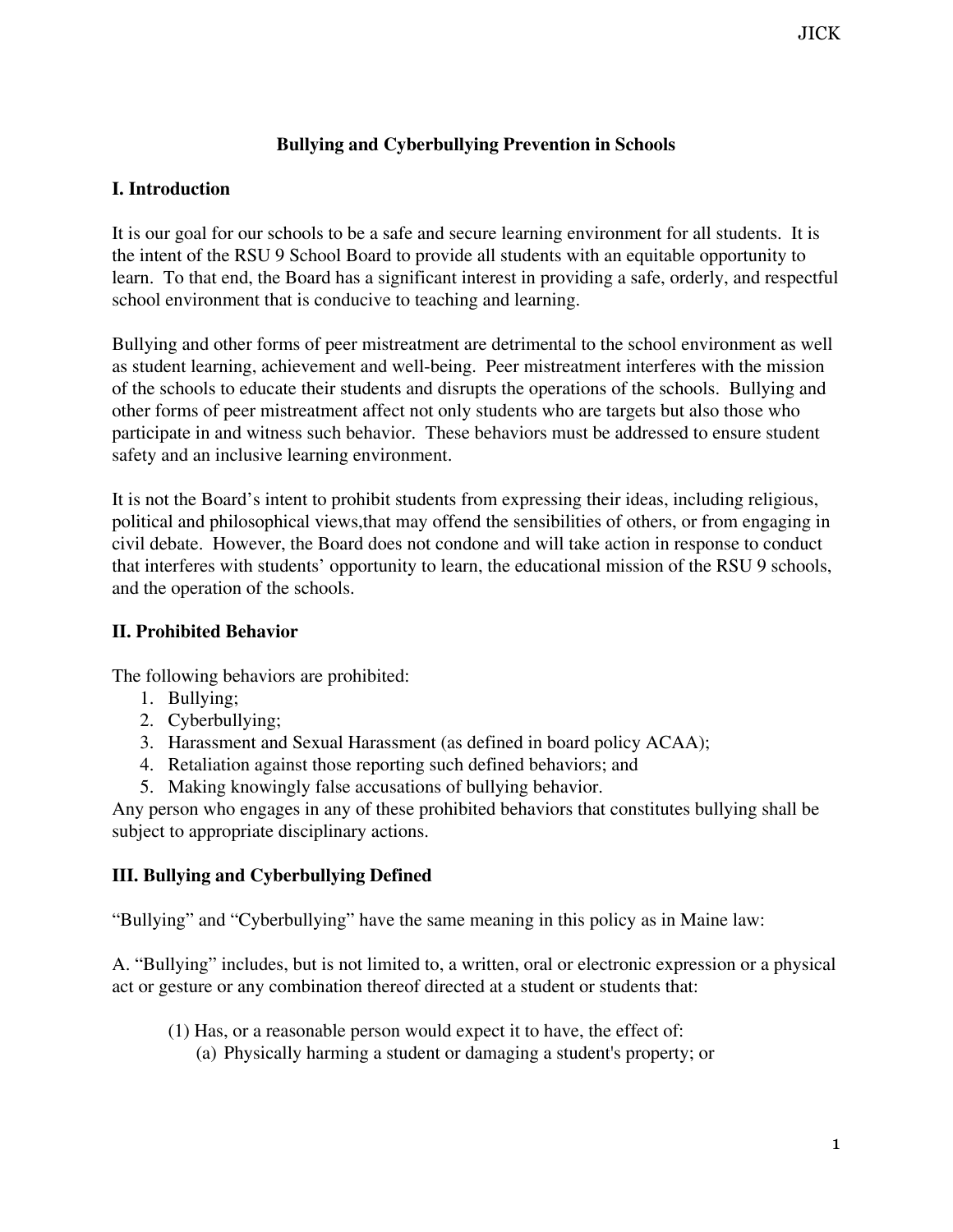## Bullying and Cyberbullying Prevention in Schools

### I. Introduction

It is our goal for our schools to be a safe and secure learning environment for all students. It is the intent of the RSU 9 School Board to provide all students with an equitable opportunity to learn. To that end, the Board has a significant interest in providing a safe, orderly, and respectful school environment that is conducive to teaching and learning.

Bullying and other forms of peer mistreatment are detrimental to the school environment as well as student learning, achievement and well-being. Peer mistreatment interferes with the mission of the schools to educate their students and disrupts the operations of the schools. Bullying and other forms of peer mistreatment affect not only students who are targets but also those who participate in and witness such behavior. These behaviors must be addressed to ensure student safety and an inclusive learning environment.

It is not the Board's intent to prohibit students from expressing their ideas, including religious, political and philosophical views,that may offend the sensibilities of others, or from engaging in civil debate. However, the Board does not condone and will take action in response to conduct that interferes with students' opportunity to learn, the educational mission of the RSU 9 schools, and the operation of the schools.

### II. Prohibited Behavior

The following behaviors are prohibited:

1. Bullying;
2. Cyberbullying;
3. Harassment and Sexual Harassment (as defined in board policy ACAA);
4. Retaliation against those reporting such defined behaviors; and
5. Making knowingly false accusations of bullying behavior.

Any person who engages in any of these prohibited behaviors that constitutes bullying shall be subject to appropriate disciplinary actions.

### III. Bullying and Cyberbullying Defined

"Bullying" and "Cyberbullying" have the same meaning in this policy as in Maine law:

A. "Bullying" includes, but is not limited to, a written, oral or electronic expression or a physical act or gesture or any combination thereof directed at a student or students that:

(1) Has, or a reasonable person would expect it to have, the effect of:
   (a) Physically harming a student or damaging a student's property; or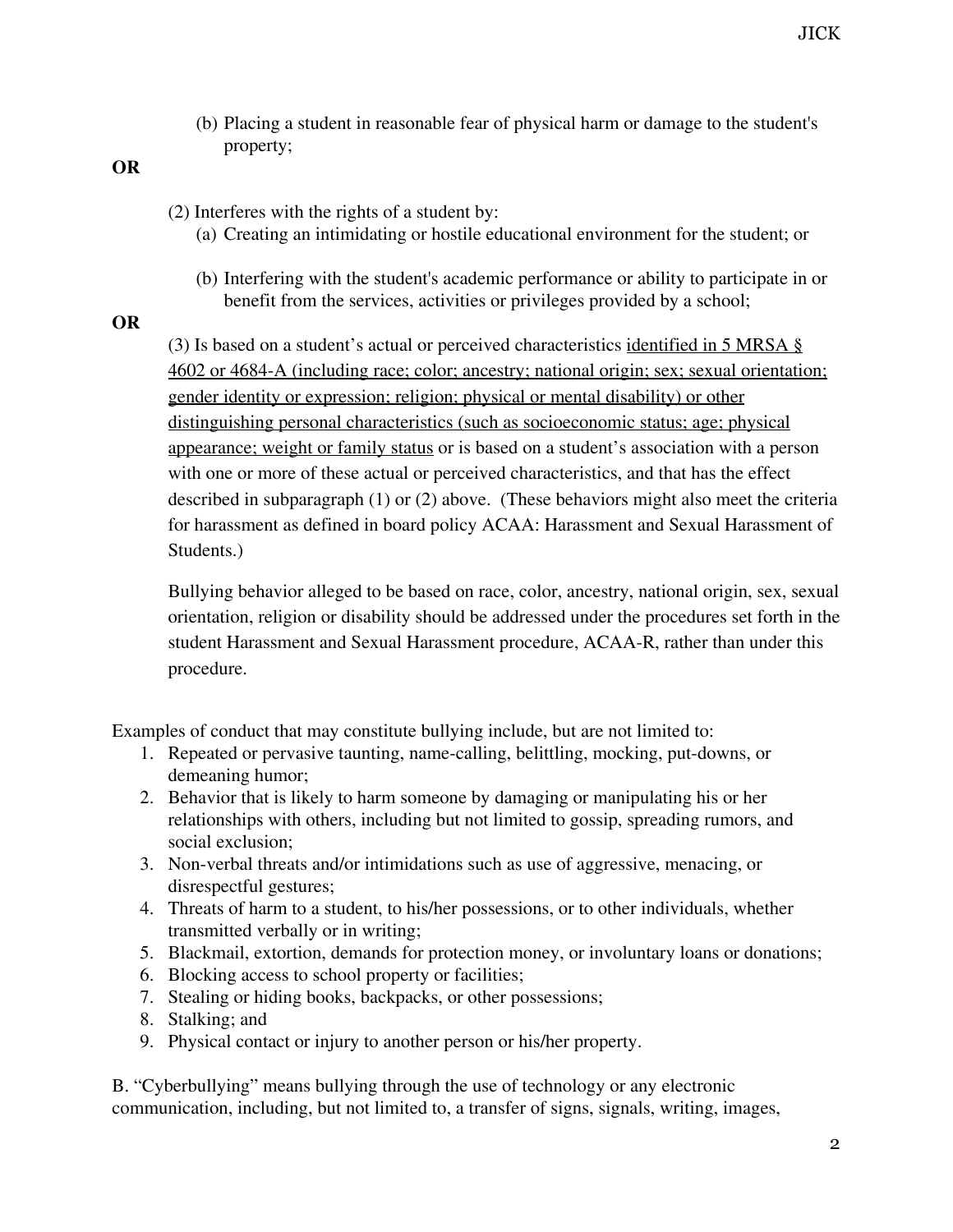(b) Placing a student in reasonable fear of physical harm or damage to the student's property;

**OR**

(2) Interferes with the rights of a student by:

(a) Creating an intimidating or hostile educational environment for the student; or

(b) Interfering with the student's academic performance or ability to participate in or benefit from the services, activities or privileges provided by a school;

**OR**

(3) Is based on a student's actual or perceived characteristics <u>identified in 5 MRSA § 4602 or 4684-A (including race; color; ancestry; national origin; sex; sexual orientation; gender identity or expression; religion; physical or mental disability) or other distinguishing personal characteristics (such as socioeconomic status; age; physical appearance; weight or family status</u> or is based on a student's association with a person with one or more of these actual or perceived characteristics, and that has the effect described in subparagraph (1) or (2) above. (These behaviors might also meet the criteria for harassment as defined in board policy ACAA: Harassment and Sexual Harassment of Students.)

Bullying behavior alleged to be based on race, color, ancestry, national origin, sex, sexual orientation, religion or disability should be addressed under the procedures set forth in the student Harassment and Sexual Harassment procedure, ACAA-R, rather than under this procedure.

Examples of conduct that may constitute bullying include, but are not limited to:

1. Repeated or pervasive taunting, name-calling, belittling, mocking, put-downs, or demeaning humor;
2. Behavior that is likely to harm someone by damaging or manipulating his or her relationships with others, including but not limited to gossip, spreading rumors, and social exclusion;
3. Non-verbal threats and/or intimidations such as use of aggressive, menacing, or disrespectful gestures;
4. Threats of harm to a student, to his/her possessions, or to other individuals, whether transmitted verbally or in writing;
5. Blackmail, extortion, demands for protection money, or involuntary loans or donations;
6. Blocking access to school property or facilities;
7. Stealing or hiding books, backpacks, or other possessions;
8. Stalking; and
9. Physical contact or injury to another person or his/her property.

B. "Cyberbullying" means bullying through the use of technology or any electronic communication, including, but not limited to, a transfer of signs, signals, writing, images,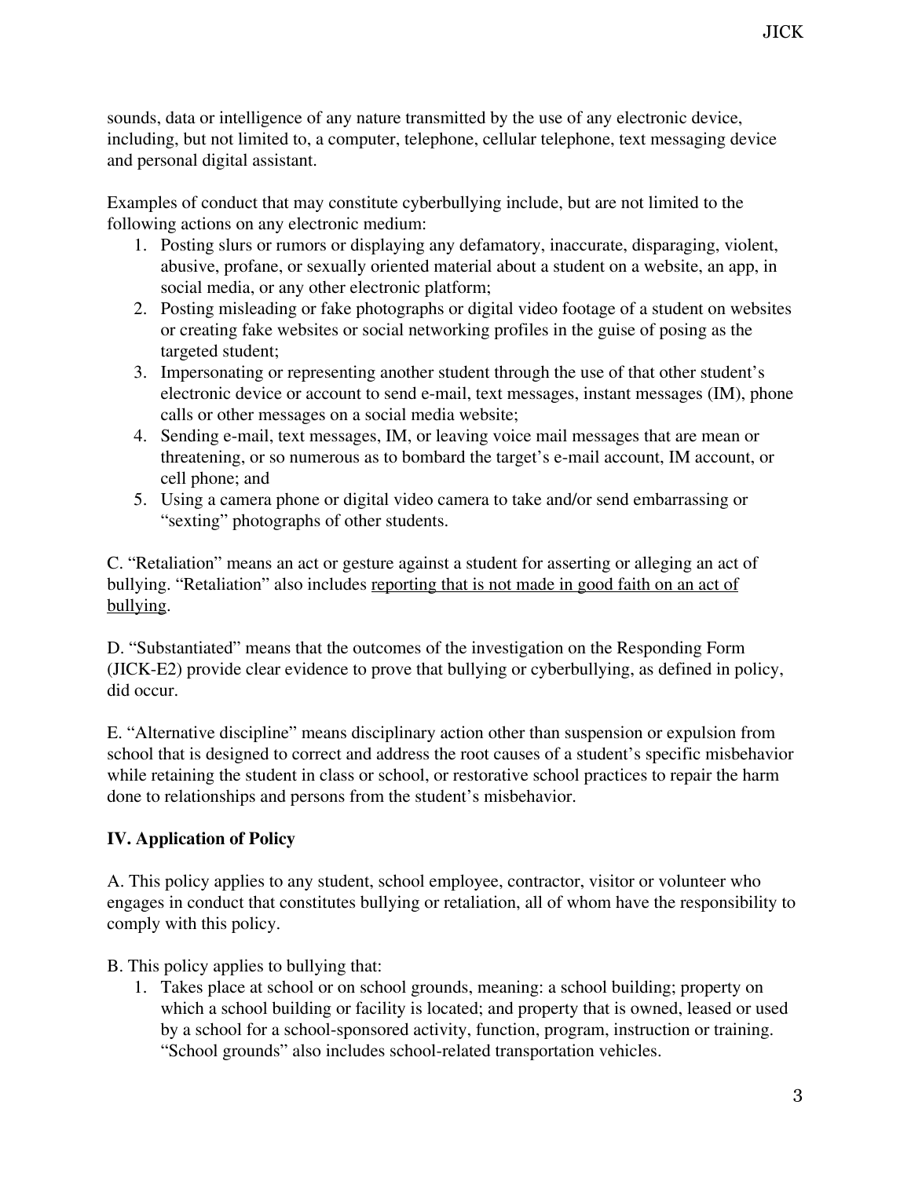sounds, data or intelligence of any nature transmitted by the use of any electronic device, including, but not limited to, a computer, telephone, cellular telephone, text messaging device and personal digital assistant.

Examples of conduct that may constitute cyberbullying include, but are not limited to the following actions on any electronic medium:

1. Posting slurs or rumors or displaying any defamatory, inaccurate, disparaging, violent, abusive, profane, or sexually oriented material about a student on a website, an app, in social media, or any other electronic platform;
2. Posting misleading or fake photographs or digital video footage of a student on websites or creating fake websites or social networking profiles in the guise of posing as the targeted student;
3. Impersonating or representing another student through the use of that other student's electronic device or account to send e-mail, text messages, instant messages (IM), phone calls or other messages on a social media website;
4. Sending e-mail, text messages, IM, or leaving voice mail messages that are mean or threatening, or so numerous as to bombard the target's e-mail account, IM account, or cell phone; and
5. Using a camera phone or digital video camera to take and/or send embarrassing or "sexting" photographs of other students.

C. "Retaliation" means an act or gesture against a student for asserting or alleging an act of bullying. "Retaliation" also includes <u>reporting that is not made in good faith on an act of bullying</u>.

D. "Substantiated" means that the outcomes of the investigation on the Responding Form (JICK-E2) provide clear evidence to prove that bullying or cyberbullying, as defined in policy, did occur.

E. "Alternative discipline" means disciplinary action other than suspension or expulsion from school that is designed to correct and address the root causes of a student's specific misbehavior while retaining the student in class or school, or restorative school practices to repair the harm done to relationships and persons from the student's misbehavior.

**IV. Application of Policy**

A. This policy applies to any student, school employee, contractor, visitor or volunteer who engages in conduct that constitutes bullying or retaliation, all of whom have the responsibility to comply with this policy.

B. This policy applies to bullying that:

1. Takes place at school or on school grounds, meaning: a school building; property on which a school building or facility is located; and property that is owned, leased or used by a school for a school-sponsored activity, function, program, instruction or training. "School grounds" also includes school-related transportation vehicles.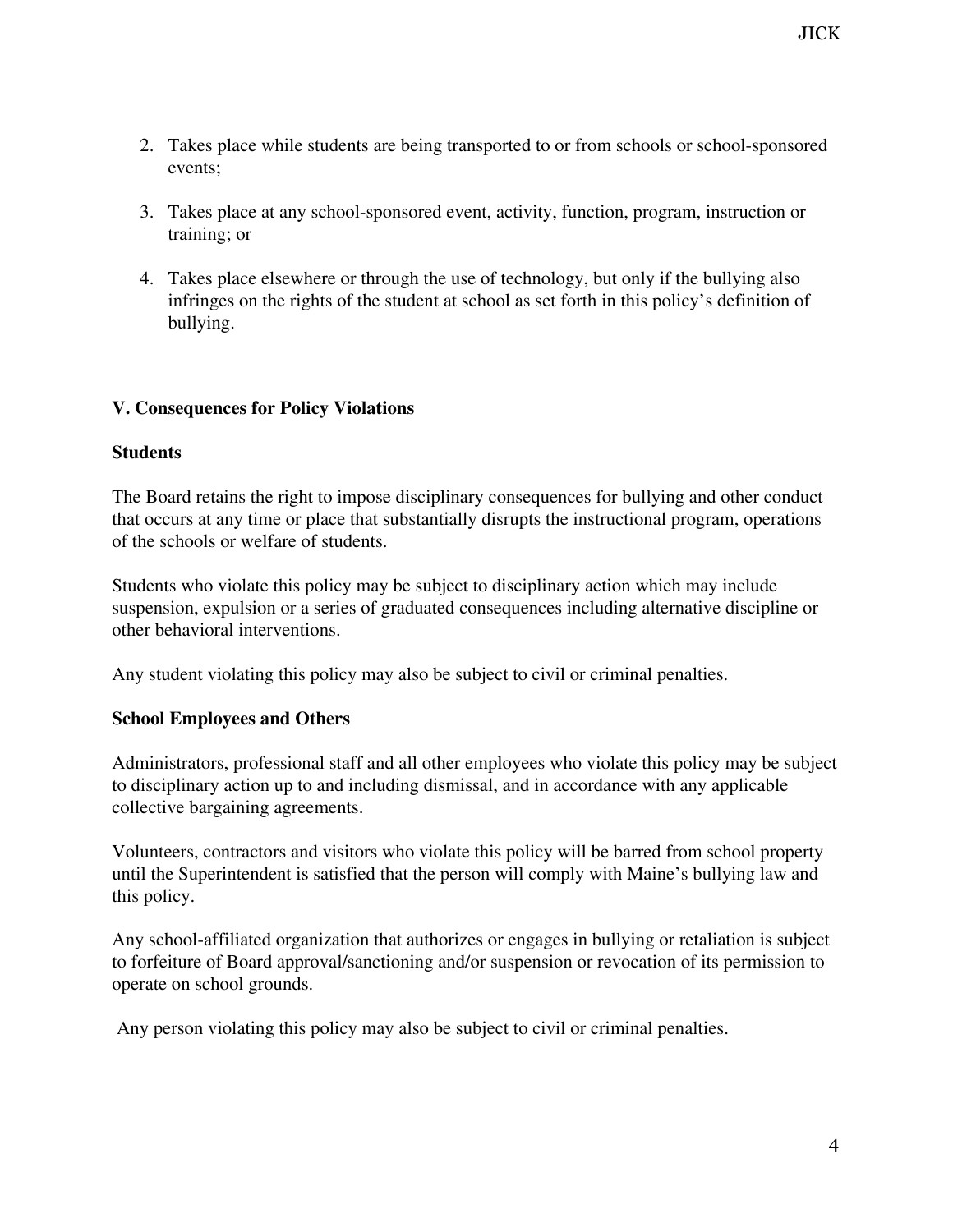2. Takes place while students are being transported to or from schools or school-sponsored events;
3. Takes place at any school-sponsored event, activity, function, program, instruction or training; or
4. Takes place elsewhere or through the use of technology, but only if the bullying also infringes on the rights of the student at school as set forth in this policy's definition of bullying.

## V. Consequences for Policy Violations

### Students

The Board retains the right to impose disciplinary consequences for bullying and other conduct that occurs at any time or place that substantially disrupts the instructional program, operations of the schools or welfare of students.

Students who violate this policy may be subject to disciplinary action which may include suspension, expulsion or a series of graduated consequences including alternative discipline or other behavioral interventions.

Any student violating this policy may also be subject to civil or criminal penalties.

### School Employees and Others

Administrators, professional staff and all other employees who violate this policy may be subject to disciplinary action up to and including dismissal, and in accordance with any applicable collective bargaining agreements.

Volunteers, contractors and visitors who violate this policy will be barred from school property until the Superintendent is satisfied that the person will comply with Maine's bullying law and this policy.

Any school-affiliated organization that authorizes or engages in bullying or retaliation is subject to forfeiture of Board approval/sanctioning and/or suspension or revocation of its permission to operate on school grounds.

Any person violating this policy may also be subject to civil or criminal penalties.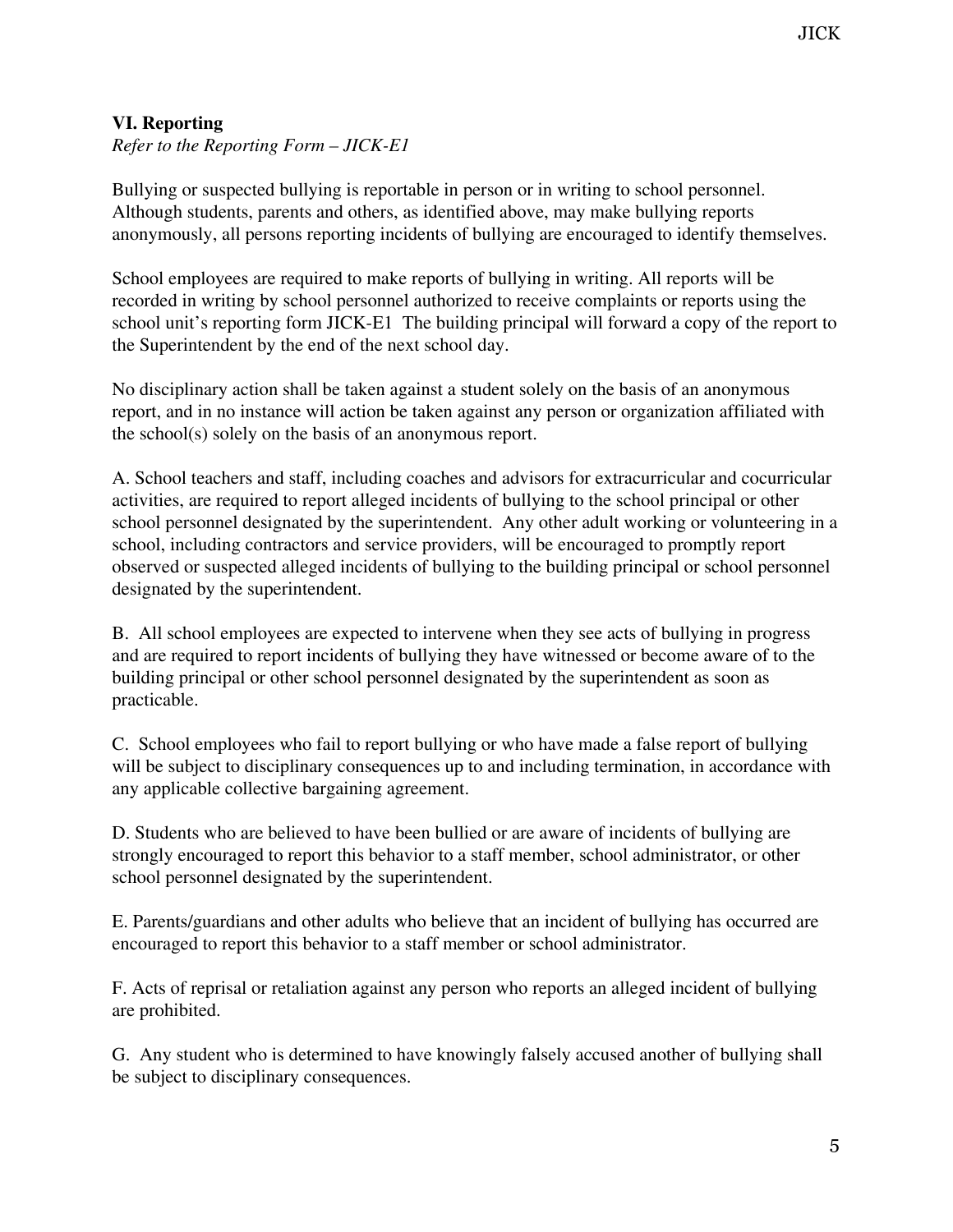### VI. Reporting

*Refer to the Reporting Form – JICK-E1*

Bullying or suspected bullying is reportable in person or in writing to school personnel. Although students, parents and others, as identified above, may make bullying reports anonymously, all persons reporting incidents of bullying are encouraged to identify themselves.

School employees are required to make reports of bullying in writing. All reports will be recorded in writing by school personnel authorized to receive complaints or reports using the school unit's reporting form JICK-E1 The building principal will forward a copy of the report to the Superintendent by the end of the next school day.

No disciplinary action shall be taken against a student solely on the basis of an anonymous report, and in no instance will action be taken against any person or organization affiliated with the school(s) solely on the basis of an anonymous report.

A. School teachers and staff, including coaches and advisors for extracurricular and cocurricular activities, are required to report alleged incidents of bullying to the school principal or other school personnel designated by the superintendent. Any other adult working or volunteering in a school, including contractors and service providers, will be encouraged to promptly report observed or suspected alleged incidents of bullying to the building principal or school personnel designated by the superintendent.

B. All school employees are expected to intervene when they see acts of bullying in progress and are required to report incidents of bullying they have witnessed or become aware of to the building principal or other school personnel designated by the superintendent as soon as practicable.

C. School employees who fail to report bullying or who have made a false report of bullying will be subject to disciplinary consequences up to and including termination, in accordance with any applicable collective bargaining agreement.

D. Students who are believed to have been bullied or are aware of incidents of bullying are strongly encouraged to report this behavior to a staff member, school administrator, or other school personnel designated by the superintendent.

E. Parents/guardians and other adults who believe that an incident of bullying has occurred are encouraged to report this behavior to a staff member or school administrator.

F. Acts of reprisal or retaliation against any person who reports an alleged incident of bullying are prohibited.

G. Any student who is determined to have knowingly falsely accused another of bullying shall be subject to disciplinary consequences.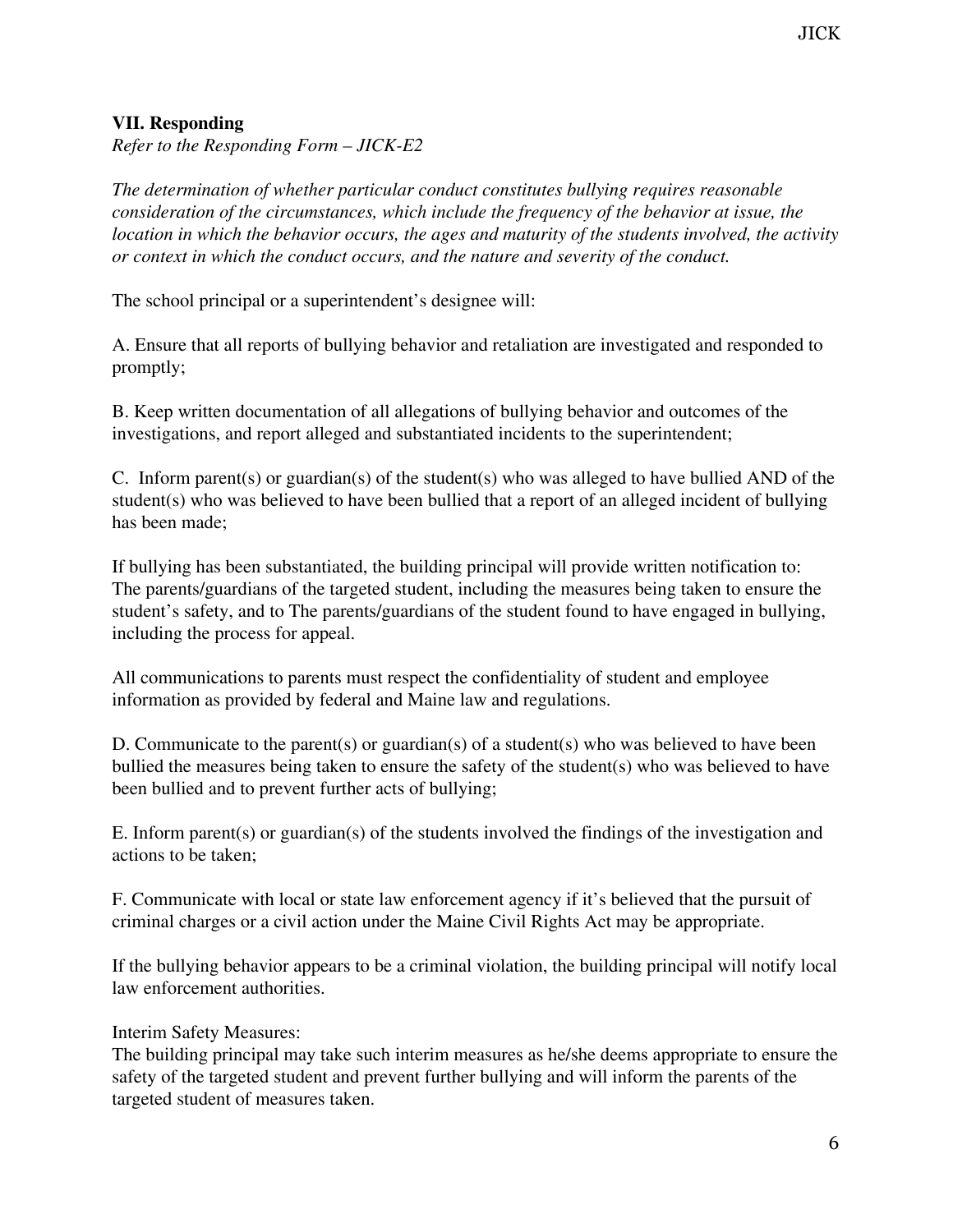**VII. Responding**

*Refer to the Responding Form – JICK-E2*

*The determination of whether particular conduct constitutes bullying requires reasonable consideration of the circumstances, which include the frequency of the behavior at issue, the location in which the behavior occurs, the ages and maturity of the students involved, the activity or context in which the conduct occurs, and the nature and severity of the conduct.*

The school principal or a superintendent's designee will:

A. Ensure that all reports of bullying behavior and retaliation are investigated and responded to promptly;

B. Keep written documentation of all allegations of bullying behavior and outcomes of the investigations, and report alleged and substantiated incidents to the superintendent;

C. Inform parent(s) or guardian(s) of the student(s) who was alleged to have bullied AND of the student(s) who was believed to have been bullied that a report of an alleged incident of bullying has been made;

If bullying has been substantiated, the building principal will provide written notification to: The parents/guardians of the targeted student, including the measures being taken to ensure the student's safety, and to The parents/guardians of the student found to have engaged in bullying, including the process for appeal.

All communications to parents must respect the confidentiality of student and employee information as provided by federal and Maine law and regulations.

D. Communicate to the parent(s) or guardian(s) of a student(s) who was believed to have been bullied the measures being taken to ensure the safety of the student(s) who was believed to have been bullied and to prevent further acts of bullying;

E. Inform parent(s) or guardian(s) of the students involved the findings of the investigation and actions to be taken;

F. Communicate with local or state law enforcement agency if it's believed that the pursuit of criminal charges or a civil action under the Maine Civil Rights Act may be appropriate.

If the bullying behavior appears to be a criminal violation, the building principal will notify local law enforcement authorities.

Interim Safety Measures:

The building principal may take such interim measures as he/she deems appropriate to ensure the safety of the targeted student and prevent further bullying and will inform the parents of the targeted student of measures taken.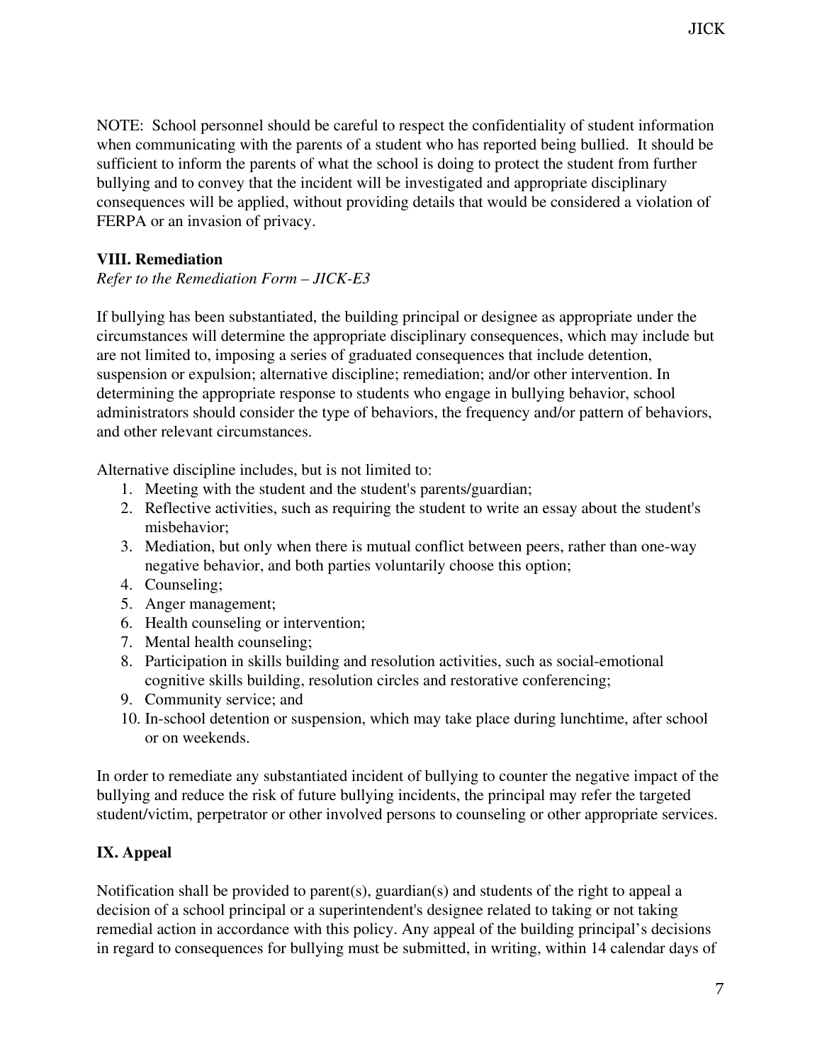NOTE: School personnel should be careful to respect the confidentiality of student information when communicating with the parents of a student who has reported being bullied. It should be sufficient to inform the parents of what the school is doing to protect the student from further bullying and to convey that the incident will be investigated and appropriate disciplinary consequences will be applied, without providing details that would be considered a violation of FERPA or an invasion of privacy.

### VIII. Remediation

*Refer to the Remediation Form – JICK-E3*

If bullying has been substantiated, the building principal or designee as appropriate under the circumstances will determine the appropriate disciplinary consequences, which may include but are not limited to, imposing a series of graduated consequences that include detention, suspension or expulsion; alternative discipline; remediation; and/or other intervention. In determining the appropriate response to students who engage in bullying behavior, school administrators should consider the type of behaviors, the frequency and/or pattern of behaviors, and other relevant circumstances.

Alternative discipline includes, but is not limited to:

1. Meeting with the student and the student's parents/guardian;
2. Reflective activities, such as requiring the student to write an essay about the student's misbehavior;
3. Mediation, but only when there is mutual conflict between peers, rather than one-way negative behavior, and both parties voluntarily choose this option;
4. Counseling;
5. Anger management;
6. Health counseling or intervention;
7. Mental health counseling;
8. Participation in skills building and resolution activities, such as social-emotional cognitive skills building, resolution circles and restorative conferencing;
9. Community service; and
10. In-school detention or suspension, which may take place during lunchtime, after school or on weekends.

In order to remediate any substantiated incident of bullying to counter the negative impact of the bullying and reduce the risk of future bullying incidents, the principal may refer the targeted student/victim, perpetrator or other involved persons to counseling or other appropriate services.

### IX. Appeal

Notification shall be provided to parent(s), guardian(s) and students of the right to appeal a decision of a school principal or a superintendent's designee related to taking or not taking remedial action in accordance with this policy. Any appeal of the building principal's decisions in regard to consequences for bullying must be submitted, in writing, within 14 calendar days of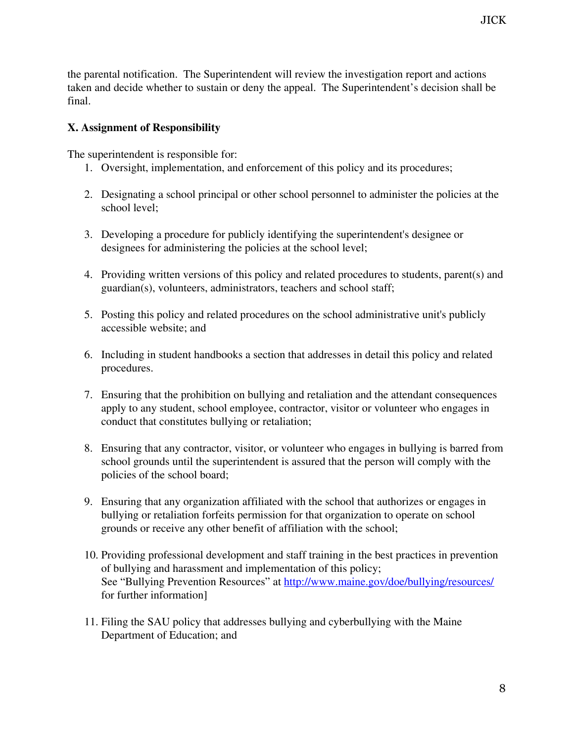the parental notification. The Superintendent will review the investigation report and actions taken and decide whether to sustain or deny the appeal. The Superintendent's decision shall be final.

**X. Assignment of Responsibility**

The superintendent is responsible for:

1. Oversight, implementation, and enforcement of this policy and its procedures;

2. Designating a school principal or other school personnel to administer the policies at the school level;

3. Developing a procedure for publicly identifying the superintendent's designee or designees for administering the policies at the school level;

4. Providing written versions of this policy and related procedures to students, parent(s) and guardian(s), volunteers, administrators, teachers and school staff;

5. Posting this policy and related procedures on the school administrative unit's publicly accessible website; and

6. Including in student handbooks a section that addresses in detail this policy and related procedures.

7. Ensuring that the prohibition on bullying and retaliation and the attendant consequences apply to any student, school employee, contractor, visitor or volunteer who engages in conduct that constitutes bullying or retaliation;

8. Ensuring that any contractor, visitor, or volunteer who engages in bullying is barred from school grounds until the superintendent is assured that the person will comply with the policies of the school board;

9. Ensuring that any organization affiliated with the school that authorizes or engages in bullying or retaliation forfeits permission for that organization to operate on school grounds or receive any other benefit of affiliation with the school;

10. Providing professional development and staff training in the best practices in prevention of bullying and harassment and implementation of this policy;
    See "Bullying Prevention Resources" at [http://www.maine.gov/doe/bullying/resources/](http://www.maine.gov/doe/bullying/resources/) for further information]

11. Filing the SAU policy that addresses bullying and cyberbullying with the Maine Department of Education; and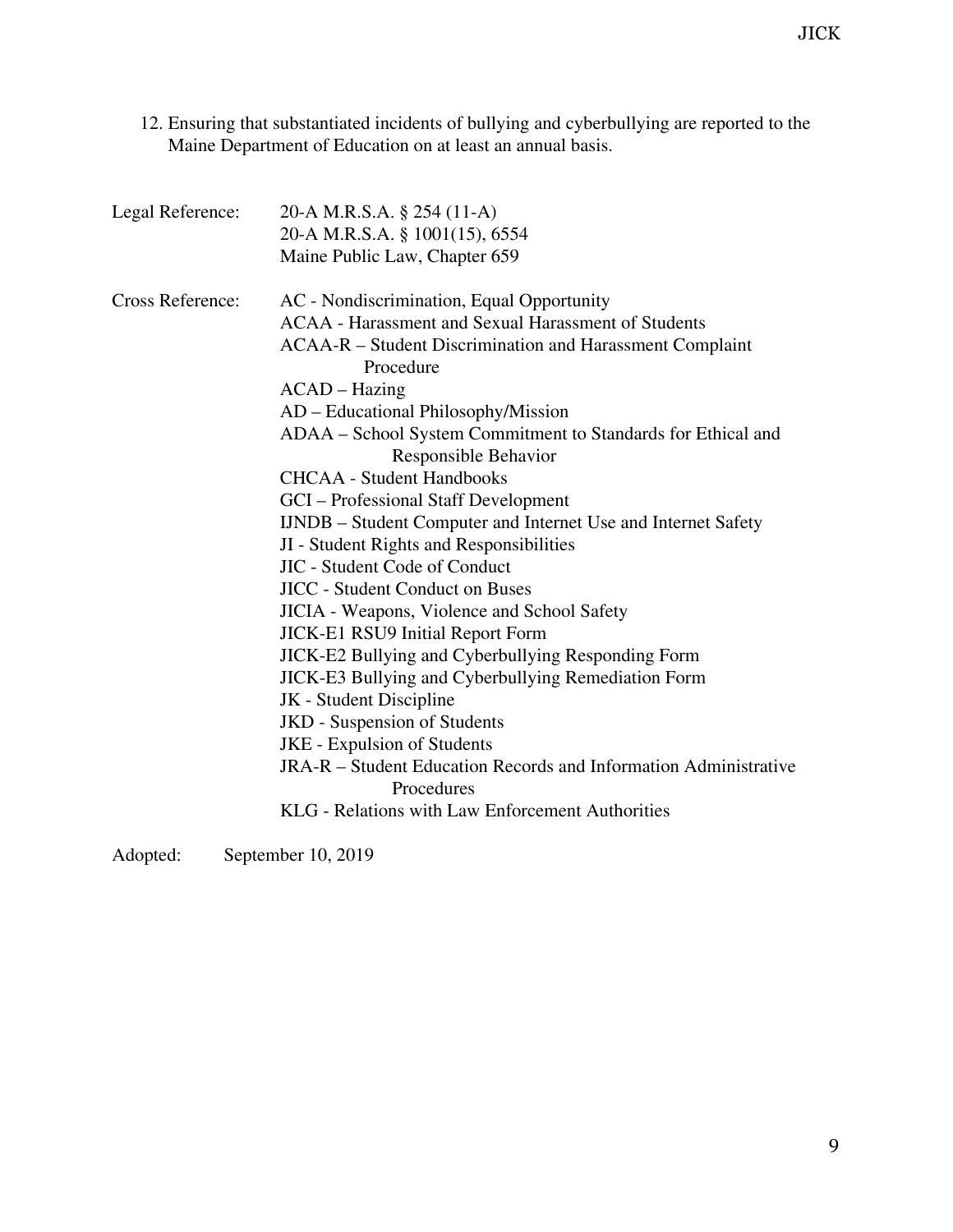12. Ensuring that substantiated incidents of bullying and cyberbullying are reported to the Maine Department of Education on at least an annual basis.

Legal Reference: 20-A M.R.S.A. § 254 (11-A)
20-A M.R.S.A. § 1001(15), 6554
Maine Public Law, Chapter 659

Cross Reference: AC - Nondiscrimination, Equal Opportunity
ACAA - Harassment and Sexual Harassment of Students
ACAA-R – Student Discrimination and Harassment Complaint Procedure
ACAD – Hazing
AD – Educational Philosophy/Mission
ADAA – School System Commitment to Standards for Ethical and Responsible Behavior
CHCAA - Student Handbooks
GCI – Professional Staff Development
IJNDB – Student Computer and Internet Use and Internet Safety
JI - Student Rights and Responsibilities
JIC - Student Code of Conduct
JICC - Student Conduct on Buses
JICIA - Weapons, Violence and School Safety
JICK-E1 RSU9 Initial Report Form
JICK-E2 Bullying and Cyberbullying Responding Form
JICK-E3 Bullying and Cyberbullying Remediation Form
JK - Student Discipline
JKD - Suspension of Students
JKE - Expulsion of Students
JRA-R – Student Education Records and Information Administrative Procedures
KLG - Relations with Law Enforcement Authorities

Adopted: September 10, 2019